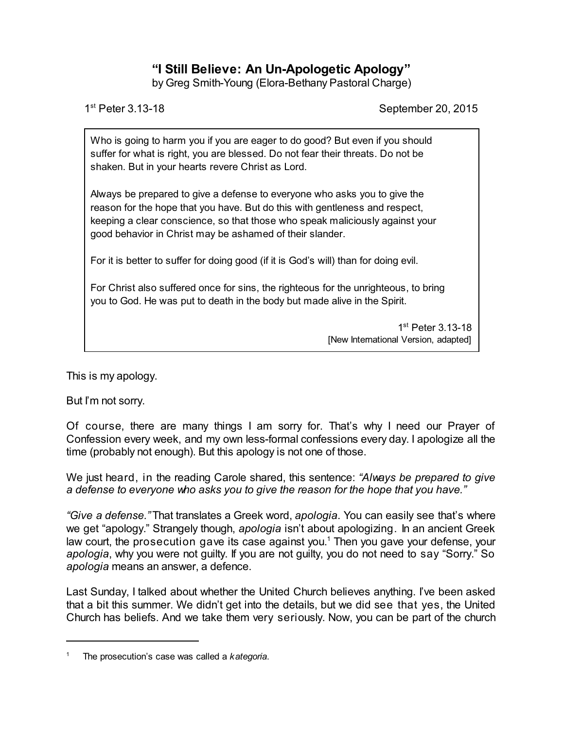# "I Still Believe: An Un-Apologetic Apology"

by Greg Smith-Young (Elora-Bethany Pastoral Charge)

1st Peter 3.13-18 — September 20, 2015

> Who is going to harm you if you are eager to do good? But even if you should suffer for what is right, you are blessed. Do not fear their threats. Do not be shaken. But in your hearts revere Christ as Lord.
>
> Always be prepared to give a defense to everyone who asks you to give the reason for the hope that you have. But do this with gentleness and respect, keeping a clear conscience, so that those who speak maliciously against your good behavior in Christ may be ashamed of their slander.
>
> For it is better to suffer for doing good (if it is God's will) than for doing evil.
>
> For Christ also suffered once for sins, the righteous for the unrighteous, to bring you to God. He was put to death in the body but made alive in the Spirit.
>
> 1st Peter 3.13-18
> [New International Version, adapted]

This is my apology.

But I'm not sorry.

Of course, there are many things I am sorry for. That's why I need our Prayer of Confession every week, and my own less-formal confessions every day. I apologize all the time (probably not enough). But this apology is not one of those.

We just heard, in the reading Carole shared, this sentence: *"Always be prepared to give a defense to everyone who asks you to give the reason for the hope that you have."*

*"Give a defense."* That translates a Greek word, *apologia*. You can easily see that's where we get "apology." Strangely though, *apologia* isn't about apologizing. In an ancient Greek law court, the prosecution gave its case against you.[1] Then you gave your defense, your *apologia*, why you were not guilty. If you are not guilty, you do not need to say "Sorry." So *apologia* means an answer, a defence.

Last Sunday, I talked about whether the United Church believes anything. I've been asked that a bit this summer. We didn't get into the details, but we did see that yes, the United Church has beliefs. And we take them very seriously. Now, you can be part of the church

---

[1] The prosecution's case was called a *kategoria*.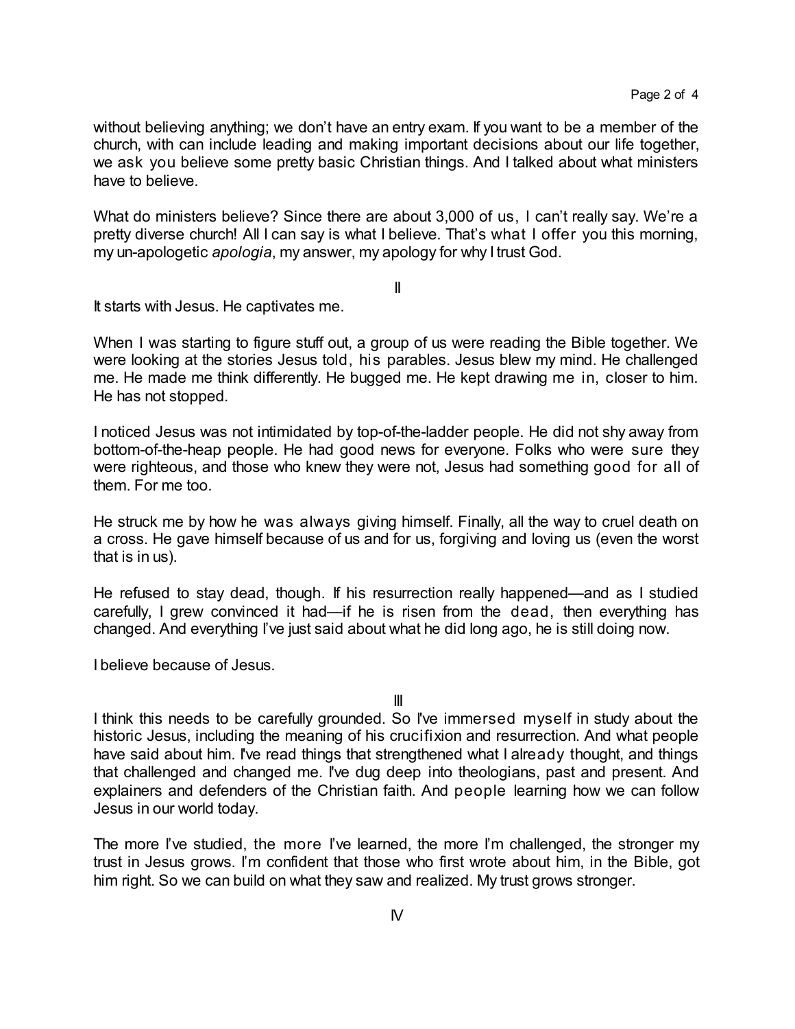without believing anything; we don't have an entry exam. If you want to be a member of the church, with can include leading and making important decisions about our life together, we ask you believe some pretty basic Christian things. And I talked about what ministers have to believe.

What do ministers believe? Since there are about 3,000 of us, I can't really say. We're a pretty diverse church! All I can say is what I believe. That's what I offer you this morning, my un-apologetic *apologia*, my answer, my apology for why I trust God.

II

It starts with Jesus. He captivates me.

When I was starting to figure stuff out, a group of us were reading the Bible together. We were looking at the stories Jesus told, his parables. Jesus blew my mind. He challenged me. He made me think differently. He bugged me. He kept drawing me in, closer to him. He has not stopped.

I noticed Jesus was not intimidated by top-of-the-ladder people. He did not shy away from bottom-of-the-heap people. He had good news for everyone. Folks who were sure they were righteous, and those who knew they were not, Jesus had something good for all of them. For me too.

He struck me by how he was always giving himself. Finally, all the way to cruel death on a cross. He gave himself because of us and for us, forgiving and loving us (even the worst that is in us).

He refused to stay dead, though. If his resurrection really happened—and as I studied carefully, I grew convinced it had—if he is risen from the dead, then everything has changed. And everything I've just said about what he did long ago, he is still doing now.

I believe because of Jesus.

III

I think this needs to be carefully grounded. So I've immersed myself in study about the historic Jesus, including the meaning of his crucifixion and resurrection. And what people have said about him. I've read things that strengthened what I already thought, and things that challenged and changed me. I've dug deep into theologians, past and present. And explainers and defenders of the Christian faith. And people learning how we can follow Jesus in our world today.

The more I've studied, the more I've learned, the more I'm challenged, the stronger my trust in Jesus grows. I'm confident that those who first wrote about him, in the Bible, got him right. So we can build on what they saw and realized. My trust grows stronger.

IV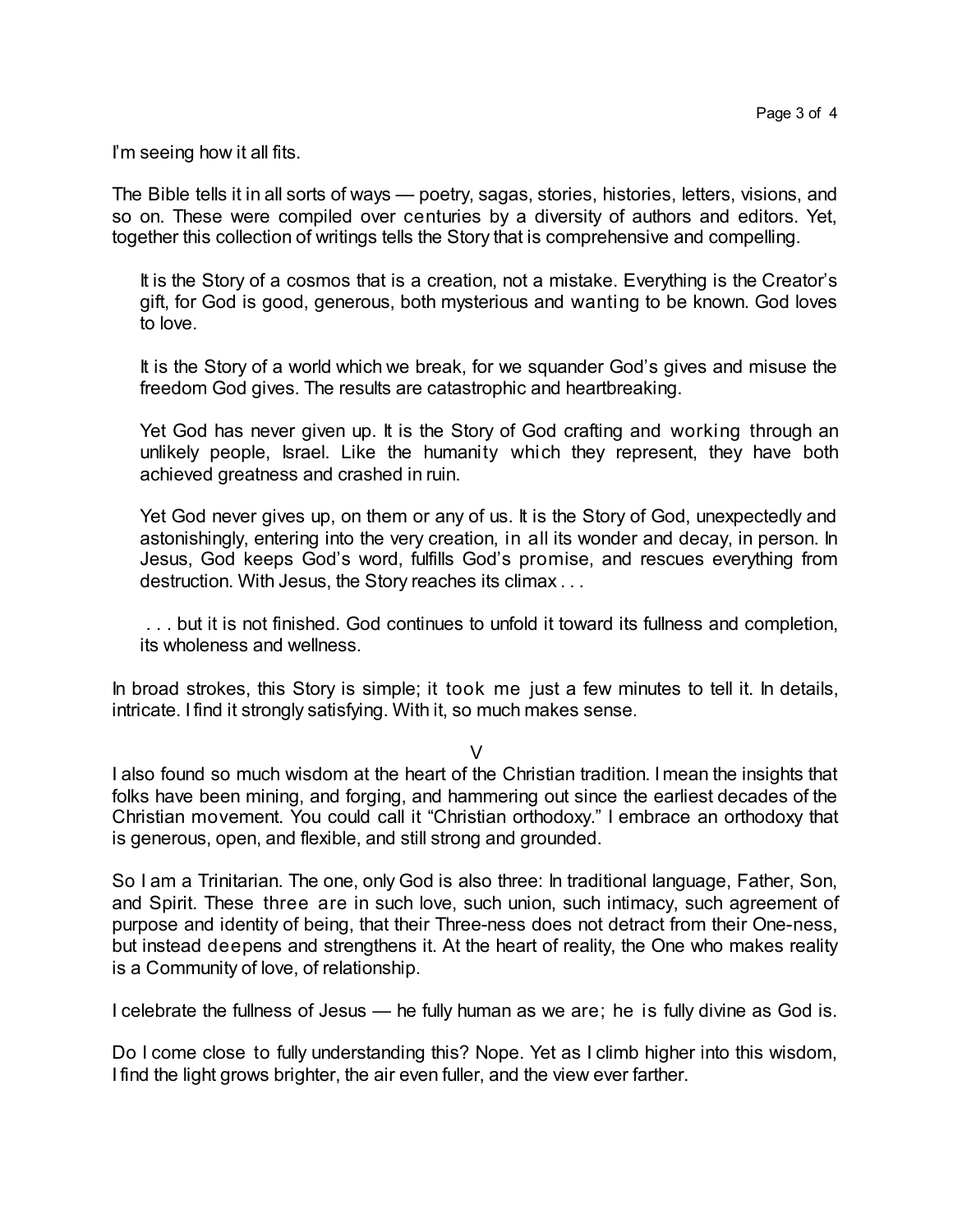I'm seeing how it all fits.

The Bible tells it in all sorts of ways — poetry, sagas, stories, histories, letters, visions, and so on. These were compiled over centuries by a diversity of authors and editors. Yet, together this collection of writings tells the Story that is comprehensive and compelling.

> It is the Story of a cosmos that is a creation, not a mistake. Everything is the Creator's gift, for God is good, generous, both mysterious and wanting to be known. God loves to love.
>
> It is the Story of a world which we break, for we squander God's gives and misuse the freedom God gives. The results are catastrophic and heartbreaking.
>
> Yet God has never given up. It is the Story of God crafting and working through an unlikely people, Israel. Like the humanity which they represent, they have both achieved greatness and crashed in ruin.
>
> Yet God never gives up, on them or any of us. It is the Story of God, unexpectedly and astonishingly, entering into the very creation, in all its wonder and decay, in person. In Jesus, God keeps God's word, fulfills God's promise, and rescues everything from destruction. With Jesus, the Story reaches its climax . . .
>
> . . . but it is not finished. God continues to unfold it toward its fullness and completion, its wholeness and wellness.

In broad strokes, this Story is simple; it took me just a few minutes to tell it. In details, intricate. I find it strongly satisfying. With it, so much makes sense.

## V

I also found so much wisdom at the heart of the Christian tradition. I mean the insights that folks have been mining, and forging, and hammering out since the earliest decades of the Christian movement. You could call it "Christian orthodoxy." I embrace an orthodoxy that is generous, open, and flexible, and still strong and grounded.

So I am a Trinitarian. The one, only God is also three: In traditional language, Father, Son, and Spirit. These three are in such love, such union, such intimacy, such agreement of purpose and identity of being, that their Three-ness does not detract from their One-ness, but instead deepens and strengthens it. At the heart of reality, the One who makes reality is a Community of love, of relationship.

I celebrate the fullness of Jesus — he fully human as we are; he is fully divine as God is.

Do I come close to fully understanding this? Nope. Yet as I climb higher into this wisdom, I find the light grows brighter, the air even fuller, and the view ever farther.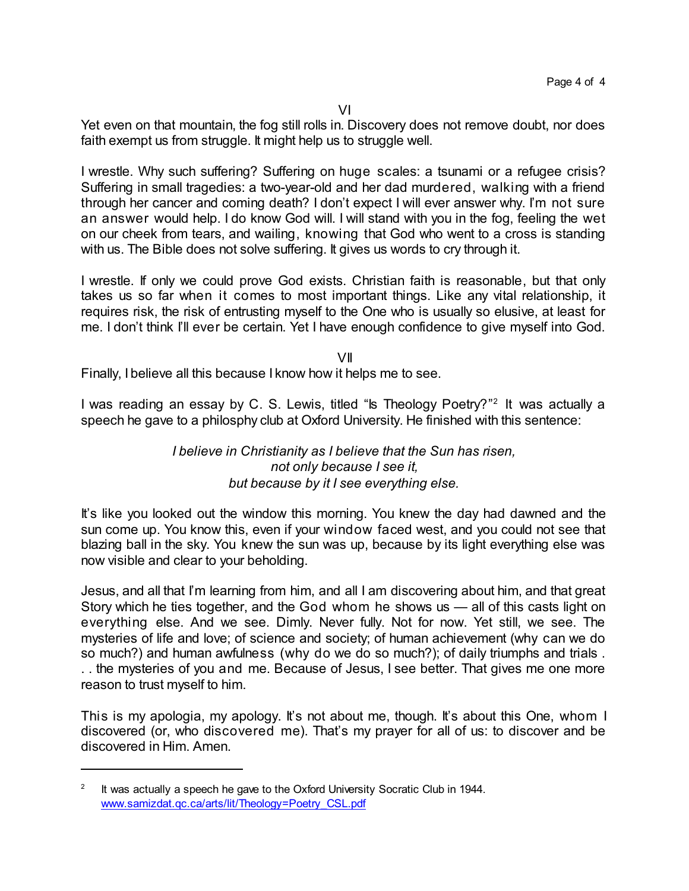## VI

Yet even on that mountain, the fog still rolls in. Discovery does not remove doubt, nor does faith exempt us from struggle. It might help us to struggle well.

I wrestle. Why such suffering? Suffering on huge scales: a tsunami or a refugee crisis? Suffering in small tragedies: a two-year-old and her dad murdered, walking with a friend through her cancer and coming death? I don't expect I will ever answer why. I'm not sure an answer would help. I do know God will. I will stand with you in the fog, feeling the wet on our cheek from tears, and wailing, knowing that God who went to a cross is standing with us. The Bible does not solve suffering. It gives us words to cry through it.

I wrestle. If only we could prove God exists. Christian faith is reasonable, but that only takes us so far when it comes to most important things. Like any vital relationship, it requires risk, the risk of entrusting myself to the One who is usually so elusive, at least for me. I don't think I'll ever be certain. Yet I have enough confidence to give myself into God.

## VII

Finally, I believe all this because I know how it helps me to see.

I was reading an essay by C. S. Lewis, titled "Is Theology Poetry?"[2] It was actually a speech he gave to a philosphy club at Oxford University. He finished with this sentence:

*I believe in Christianity as I believe that the Sun has risen,*
*not only because I see it,*
*but because by it I see everything else.*

It's like you looked out the window this morning. You knew the day had dawned and the sun come up. You know this, even if your window faced west, and you could not see that blazing ball in the sky. You knew the sun was up, because by its light everything else was now visible and clear to your beholding.

Jesus, and all that I'm learning from him, and all I am discovering about him, and that great Story which he ties together, and the God whom he shows us — all of this casts light on everything else. And we see. Dimly. Never fully. Not for now. Yet still, we see. The mysteries of life and love; of science and society; of human achievement (why can we do so much?) and human awfulness (why do we do so much?); of daily triumphs and trials . . . the mysteries of you and me. Because of Jesus, I see better. That gives me one more reason to trust myself to him.

This is my apologia, my apology. It's not about me, though. It's about this One, whom I discovered (or, who discovered me). That's my prayer for all of us: to discover and be discovered in Him. Amen.

---

[2] It was actually a speech he gave to the Oxford University Socratic Club in 1944. www.samizdat.qc.ca/arts/lit/Theology=Poetry_CSL.pdf